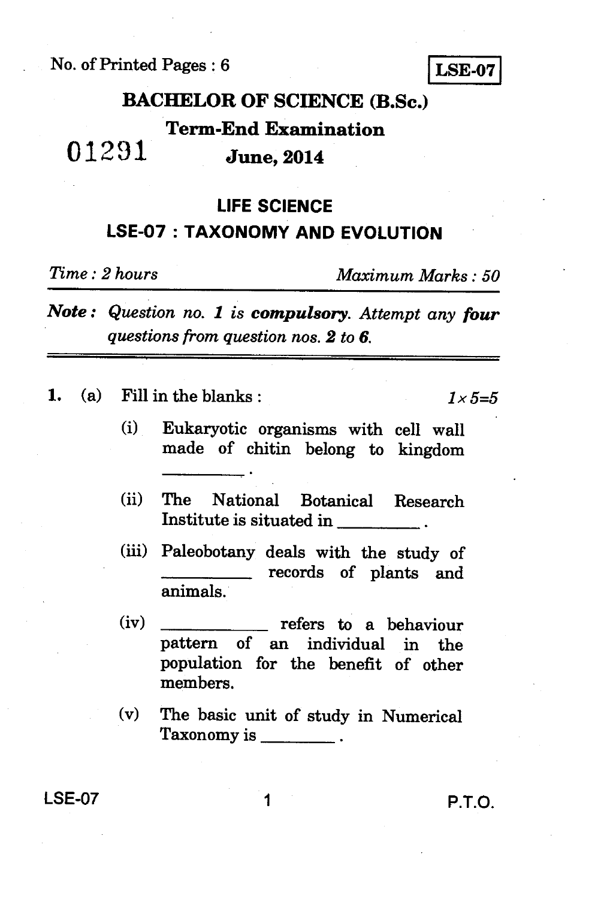No. of Printed Pages : 6

**LSE-07**

# BACHELOR OF SCIENCE (B.Sc.)

## Term-End Examination

01291

## June, 2014

## LIFE SCIENCE

## LSE-07 : TAXONOMY AND EVOLUTION

*Time : 2 hours* *Maximum Marks : 50*

***Note :*** *Question no. 1 is **compulsory**. Attempt any **four** questions from question nos. **2** to **6**.*

---

**1.** (a) Fill in the blanks : *1×5=5*

(i) Eukaryotic organisms with cell wall made of chitin belong to kingdom ________ .

(ii) The National Botanical Research Institute is situated in ________ .

(iii) Paleobotany deals with the study of ________ records of plants and animals.

(iv) ________ refers to a behaviour pattern of an individual in the population for the benefit of other members.

(v) The basic unit of study in Numerical Taxonomy is ________ .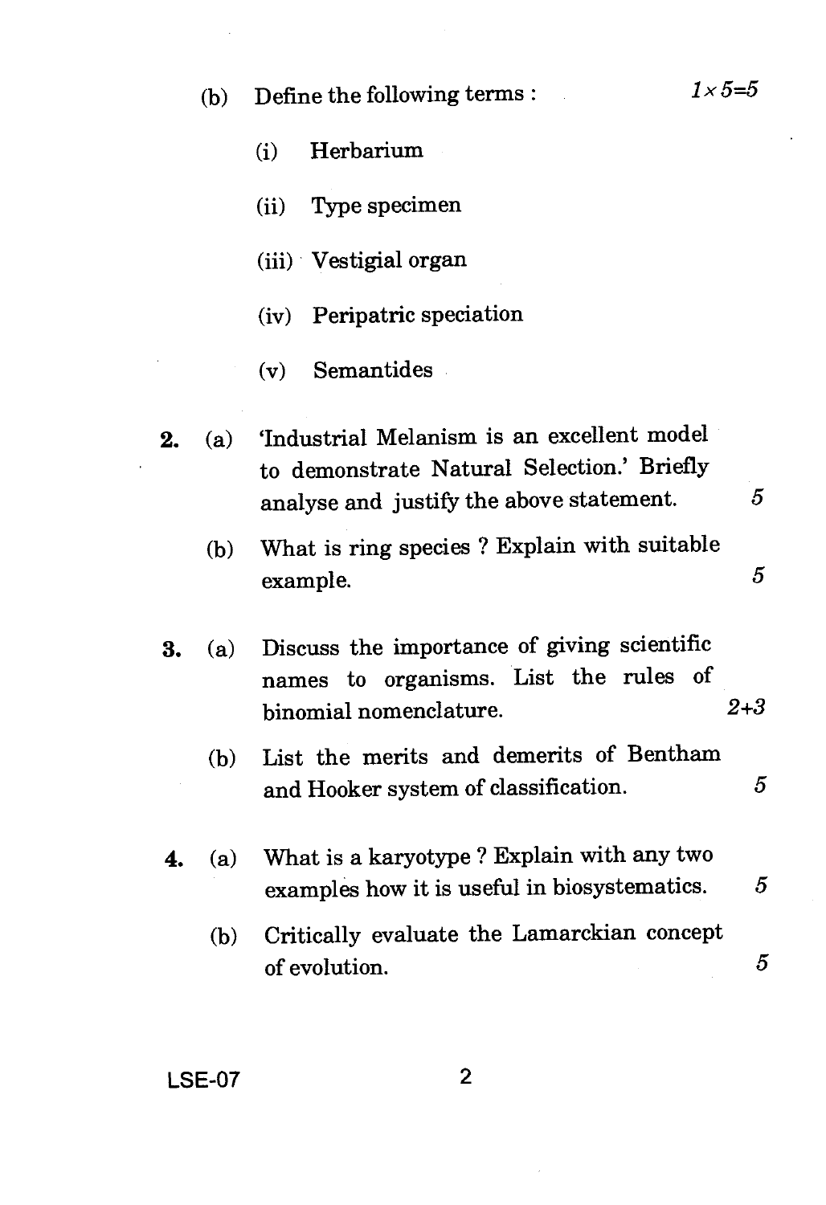(b) Define the following terms : $1 \times 5=5$

(i) Herbarium

(ii) Type specimen

(iii) Vestigial organ

(iv) Peripatric speciation

(v) Semantides

**2.** (a) 'Industrial Melanism is an excellent model to demonstrate Natural Selection.' Briefly analyse and justify the above statement. 5

(b) What is ring species ? Explain with suitable example. 5

**3.** (a) Discuss the importance of giving scientific names to organisms. List the rules of binomial nomenclature. 2+3

(b) List the merits and demerits of Bentham and Hooker system of classification. 5

**4.** (a) What is a karyotype ? Explain with any two examples how it is useful in biosystematics. 5

(b) Critically evaluate the Lamarckian concept of evolution. 5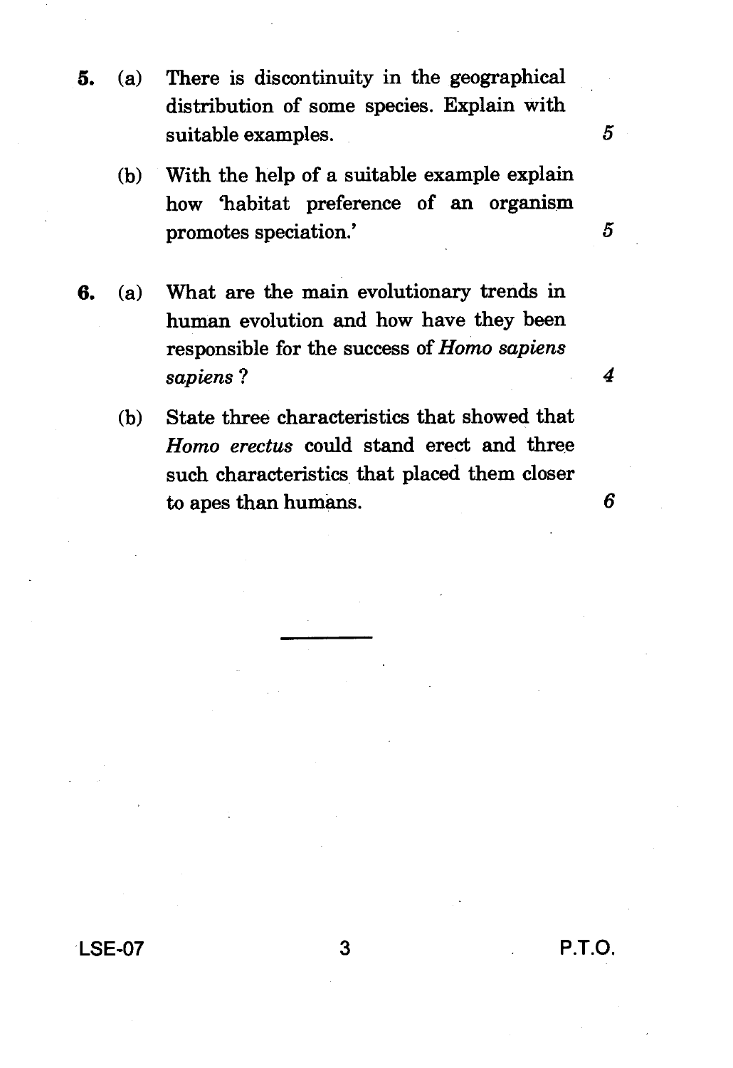5. (a) There is discontinuity in the geographical distribution of some species. Explain with suitable examples. 5

   (b) With the help of a suitable example explain how 'habitat preference of an organism promotes speciation.' 5

6. (a) What are the main evolutionary trends in human evolution and how have they been responsible for the success of *Homo sapiens sapiens* ? 4

   (b) State three characteristics that showed that *Homo erectus* could stand erect and three such characteristics that placed them closer to apes than humans. 6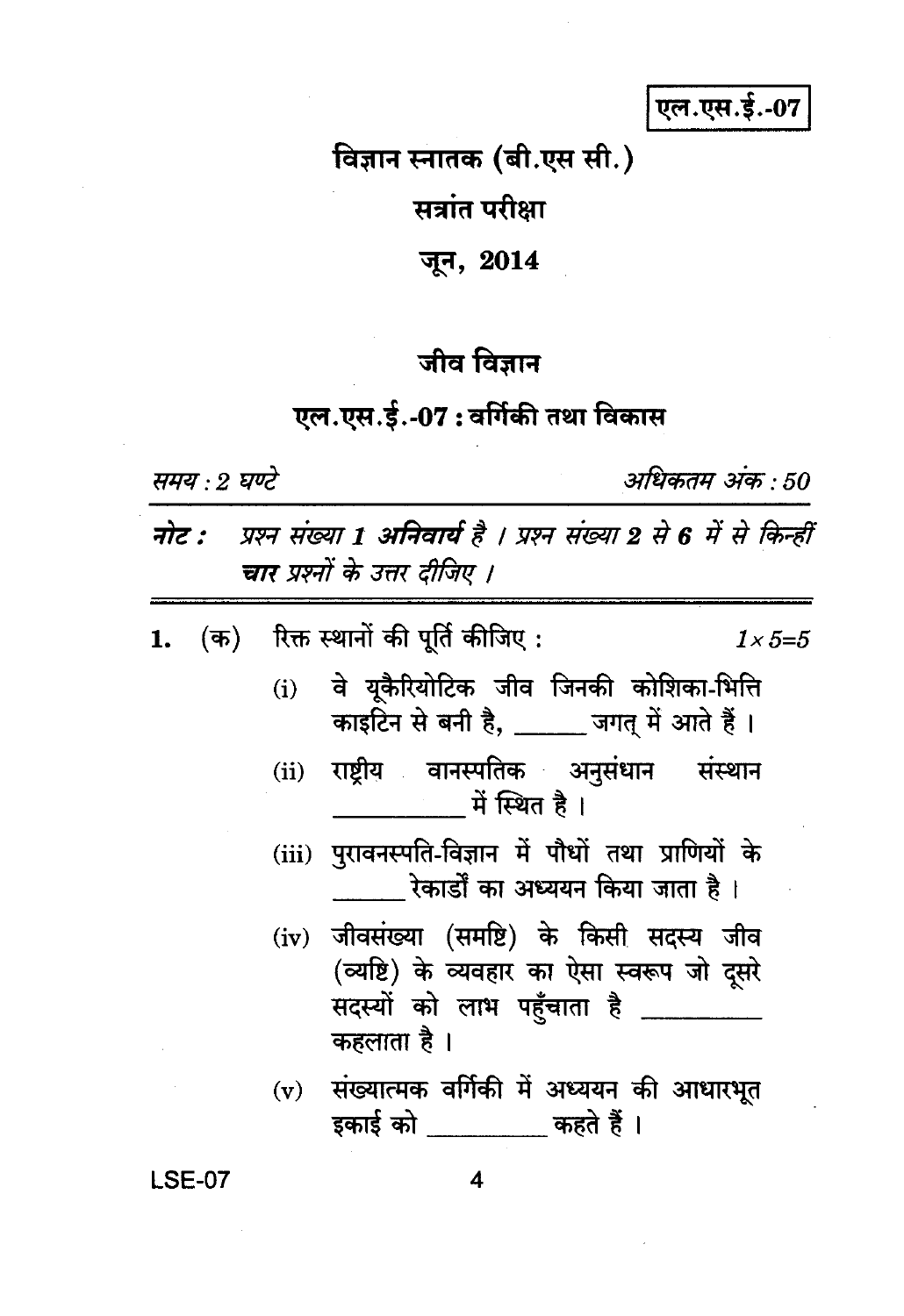एल.एस.ई.-07

# विज्ञान स्नातक (बी.एस सी.)

## सत्रांत परीक्षा

## जून, 2014

## जीव विज्ञान

## एल.एस.ई.-07 : वर्गिकी तथा विकास

*समय : 2 घण्टे* *अधिकतम अंक : 50*

***नोट :*** *प्रश्न संख्या 1* ***अनिवार्य*** *है । प्रश्न संख्या 2 से 6 में से किन्हीं* ***चार*** *प्रश्नों के उत्तर दीजिए ।*

---

1. (क) रिक्त स्थानों की पूर्ति कीजिए : $1 \times 5 = 5$

   (i) वे यूकैरियोटिक जीव जिनकी कोशिका-भित्ति काइटिन से बनी है, ______ जगत् में आते हैं ।

   (ii) राष्ट्रीय वानस्पतिक अनुसंधान संस्थान ______ में स्थित है ।

   (iii) पुरावनस्पति-विज्ञान में पौधों तथा प्राणियों के ______ रेकार्डों का अध्ययन किया जाता है ।

   (iv) जीवसंख्या (समष्टि) के किसी सदस्य जीव (व्यष्टि) के व्यवहार का ऐसा स्वरूप जो दूसरे सदस्यों को लाभ पहुँचाता है ______ कहलाता है ।

   (v) संख्यात्मक वर्गिकी में अध्ययन की आधारभूत इकाई को ______ कहते हैं ।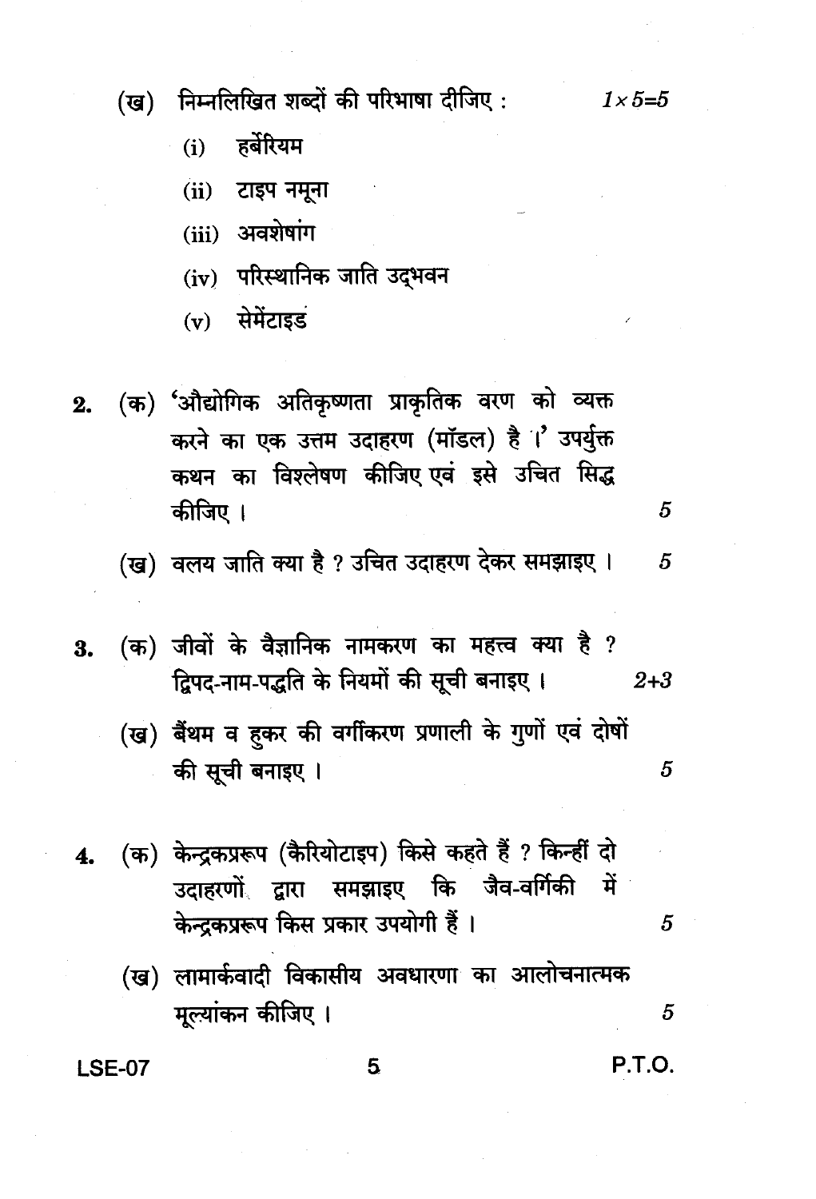(ख) निम्नलिखित शब्दों की परिभाषा दीजिए : $1 \times 5 = 5$

(i) हर्बेरियम

(ii) टाइप नमूना

(iii) अवशेषांग

(iv) परिस्थानिक जाति उद्भवन

(v) सेमेंटाइड

2. (क) 'औद्योगिक अतिकृष्णता प्राकृतिक वरण को व्यक्त करने का एक उत्तम उदाहरण (मॉडल) है ।' उपर्युक्त कथन का विश्लेषण कीजिए एवं इसे उचित सिद्ध कीजिए । 5

(ख) वलय जाति क्या है ? उचित उदाहरण देकर समझाइए । 5

3. (क) जीवों के वैज्ञानिक नामकरण का महत्त्व क्या है ? द्विपद-नाम-पद्धति के नियमों की सूची बनाइए । 2+3

(ख) बैंथम व हुकर की वर्गीकरण प्रणाली के गुणों एवं दोषों की सूची बनाइए । 5

4. (क) केन्द्रकप्ररूप (कैरियोटाइप) किसे कहते हैं ? किन्हीं दो उदाहरणों द्वारा समझाइए कि जैव-वर्गिकी में केन्द्रकप्ररूप किस प्रकार उपयोगी हैं । 5

(ख) लामार्कवादी विकासीय अवधारणा का आलोचनात्मक मूल्यांकन कीजिए । 5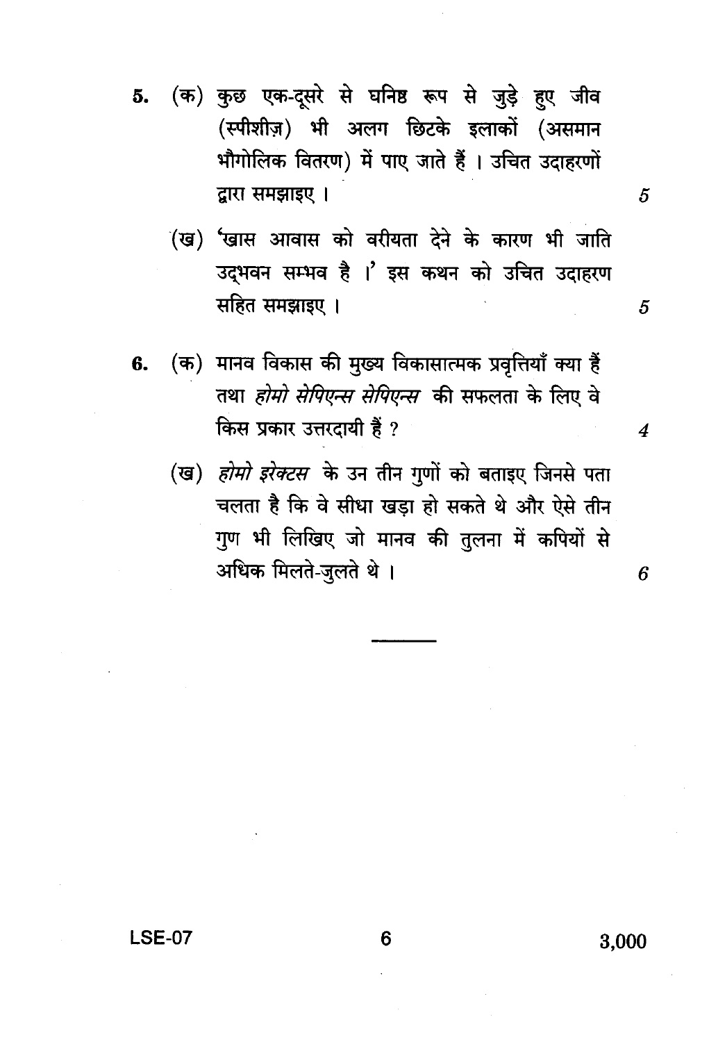5. (क) कुछ एक-दूसरे से घनिष्ठ रूप से जुड़े हुए जीव (स्पीशीज़) भी अलग छिटके इलाकों (असमान भौगोलिक वितरण) में पाए जाते हैं । उचित उदाहरणों द्वारा समझाइए । *5*

   (ख) 'खास आवास को वरीयता देने के कारण भी जाति उद्भवन सम्भव है ।' इस कथन को उचित उदाहरण सहित समझाइए । *5*

6. (क) मानव विकास की मुख्य विकासात्मक प्रवृत्तियाँ क्या हैं तथा *होमो सेपिएन्स सेपिएन्स* की सफलता के लिए वे किस प्रकार उत्तरदायी हैं ? *4*

   (ख) *होमो इरेक्टस* के उन तीन गुणों को बताइए जिनसे पता चलता है कि वे सीधा खड़ा हो सकते थे और ऐसे तीन गुण भी लिखिए जो मानव की तुलना में कपियों से अधिक मिलते-जुलते थे । *6*

---

LSE-07

3,000